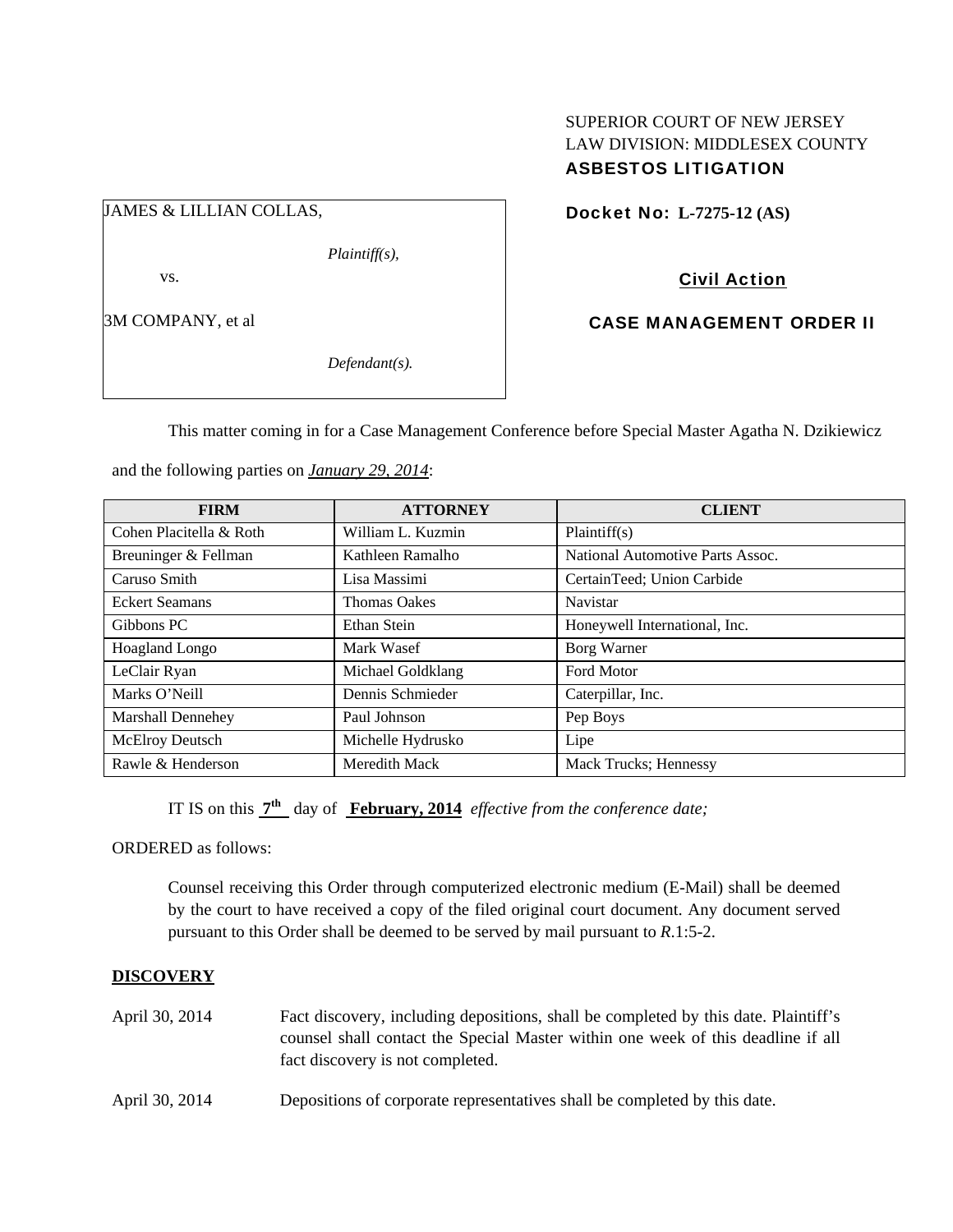SUPERIOR COURT OF NEW JERSEY
LAW DIVISION: MIDDLESEX COUNTY
**ASBESTOS LITIGATION**

JAMES & LILLIAN COLLAS,

*Plaintiff(s),*

vs.

3M COMPANY, et al

*Defendant(s).*

**Docket No: L-7275-12 (AS)**

**Civil Action**

**CASE MANAGEMENT ORDER II**

This matter coming in for a Case Management Conference before Special Master Agatha N. Dzikiewicz and the following parties on ***January 29, 2014***:

| FIRM | ATTORNEY | CLIENT |
|---|---|---|
| Cohen Placitella & Roth | William L. Kuzmin | Plaintiff(s) |
| Breuninger & Fellman | Kathleen Ramalho | National Automotive Parts Assoc. |
| Caruso Smith | Lisa Massimi | CertainTeed; Union Carbide |
| Eckert Seamans | Thomas Oakes | Navistar |
| Gibbons PC | Ethan Stein | Honeywell International, Inc. |
| Hoagland Longo | Mark Wasef | Borg Warner |
| LeClair Ryan | Michael Goldklang | Ford Motor |
| Marks O'Neill | Dennis Schmieder | Caterpillar, Inc. |
| Marshall Dennehey | Paul Johnson | Pep Boys |
| McElroy Deutsch | Michelle Hydrusko | Lipe |
| Rawle & Henderson | Meredith Mack | Mack Trucks; Hennessy |

IT IS on this **7th** day of **February, 2014** *effective from the conference date;*

ORDERED as follows:

Counsel receiving this Order through computerized electronic medium (E-Mail) shall be deemed by the court to have received a copy of the filed original court document. Any document served pursuant to this Order shall be deemed to be served by mail pursuant to *R*.1:5-2.

**DISCOVERY**

April 30, 2014 Fact discovery, including depositions, shall be completed by this date. Plaintiff's counsel shall contact the Special Master within one week of this deadline if all fact discovery is not completed.

April 30, 2014 Depositions of corporate representatives shall be completed by this date.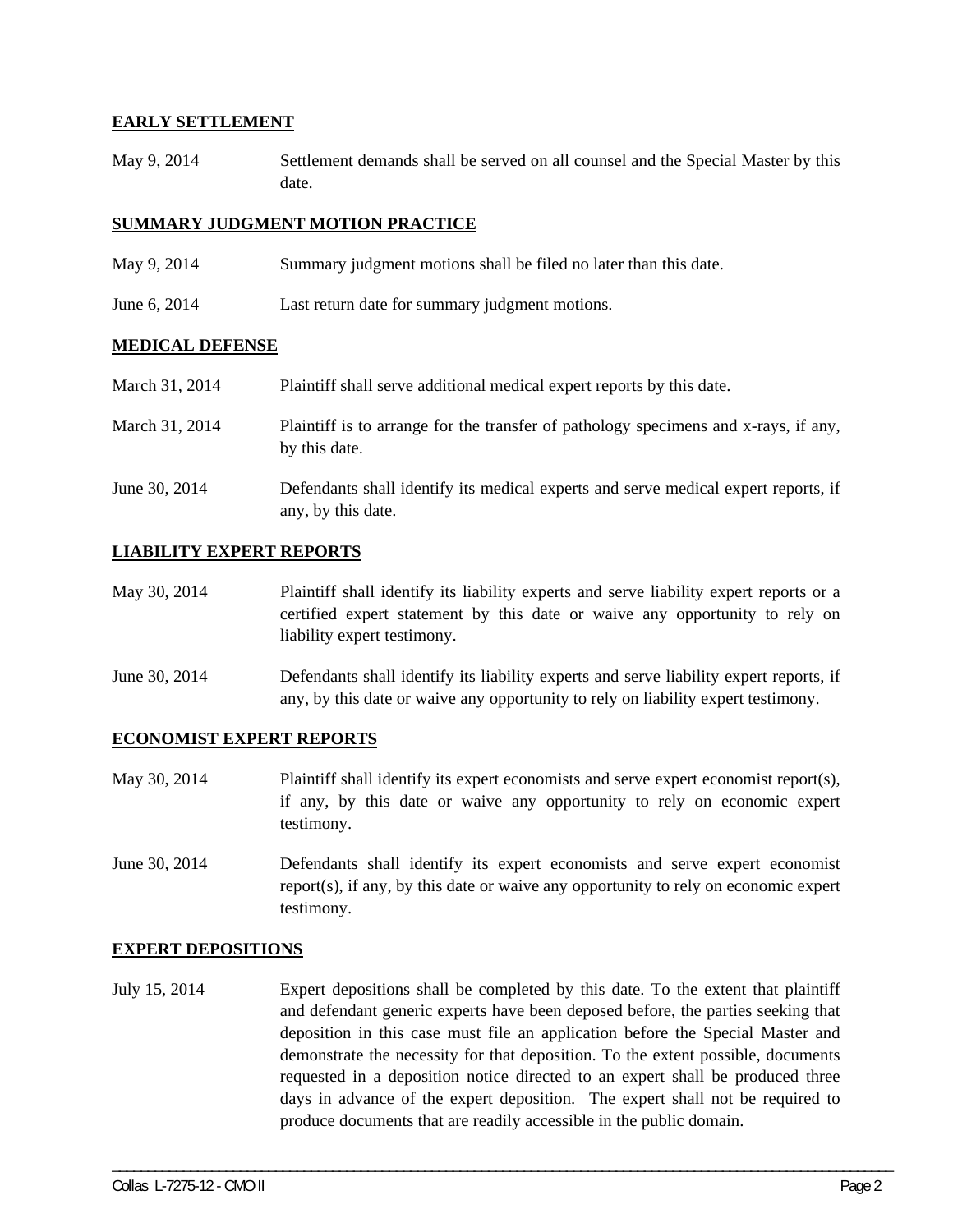**EARLY SETTLEMENT**

May 9, 2014 Settlement demands shall be served on all counsel and the Special Master by this date.

**SUMMARY JUDGMENT MOTION PRACTICE**

May 9, 2014 Summary judgment motions shall be filed no later than this date.

June 6, 2014 Last return date for summary judgment motions.

**MEDICAL DEFENSE**

March 31, 2014 Plaintiff shall serve additional medical expert reports by this date.

March 31, 2014 Plaintiff is to arrange for the transfer of pathology specimens and x-rays, if any, by this date.

June 30, 2014 Defendants shall identify its medical experts and serve medical expert reports, if any, by this date.

**LIABILITY EXPERT REPORTS**

May 30, 2014 Plaintiff shall identify its liability experts and serve liability expert reports or a certified expert statement by this date or waive any opportunity to rely on liability expert testimony.

June 30, 2014 Defendants shall identify its liability experts and serve liability expert reports, if any, by this date or waive any opportunity to rely on liability expert testimony.

**ECONOMIST EXPERT REPORTS**

May 30, 2014 Plaintiff shall identify its expert economists and serve expert economist report(s), if any, by this date or waive any opportunity to rely on economic expert testimony.

June 30, 2014 Defendants shall identify its expert economists and serve expert economist report(s), if any, by this date or waive any opportunity to rely on economic expert testimony.

**EXPERT DEPOSITIONS**

July 15, 2014 Expert depositions shall be completed by this date. To the extent that plaintiff and defendant generic experts have been deposed before, the parties seeking that deposition in this case must file an application before the Special Master and demonstrate the necessity for that deposition. To the extent possible, documents requested in a deposition notice directed to an expert shall be produced three days in advance of the expert deposition. The expert shall not be required to produce documents that are readily accessible in the public domain.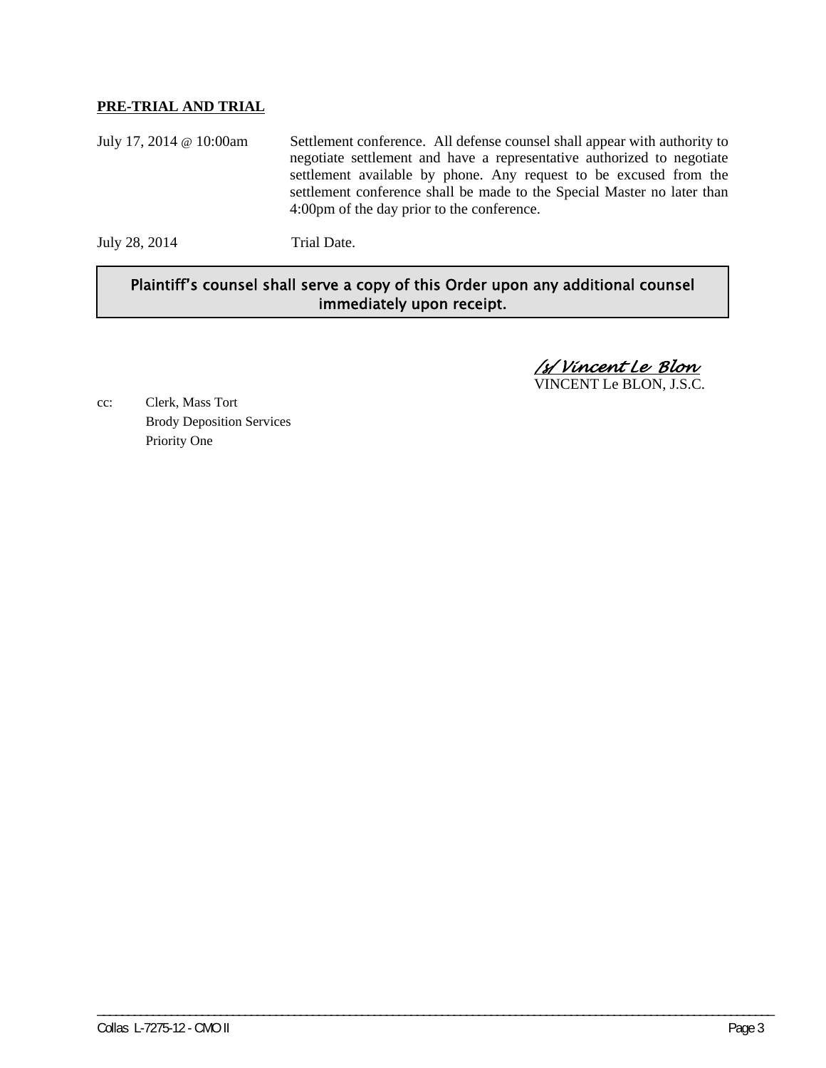**PRE-TRIAL AND TRIAL**

| | |
|---|---|
| July 17, 2014 @ 10:00am | Settlement conference. All defense counsel shall appear with authority to negotiate settlement and have a representative authorized to negotiate settlement available by phone. Any request to be excused from the settlement conference shall be made to the Special Master no later than 4:00pm of the day prior to the conference. |
| July 28, 2014 | Trial Date. |

**Plaintiff's counsel shall serve a copy of this Order upon any additional counsel immediately upon receipt.**

*/s/ Vincent Le Blon*
VINCENT Le BLON, J.S.C.

cc: Clerk, Mass Tort
Brody Deposition Services
Priority One